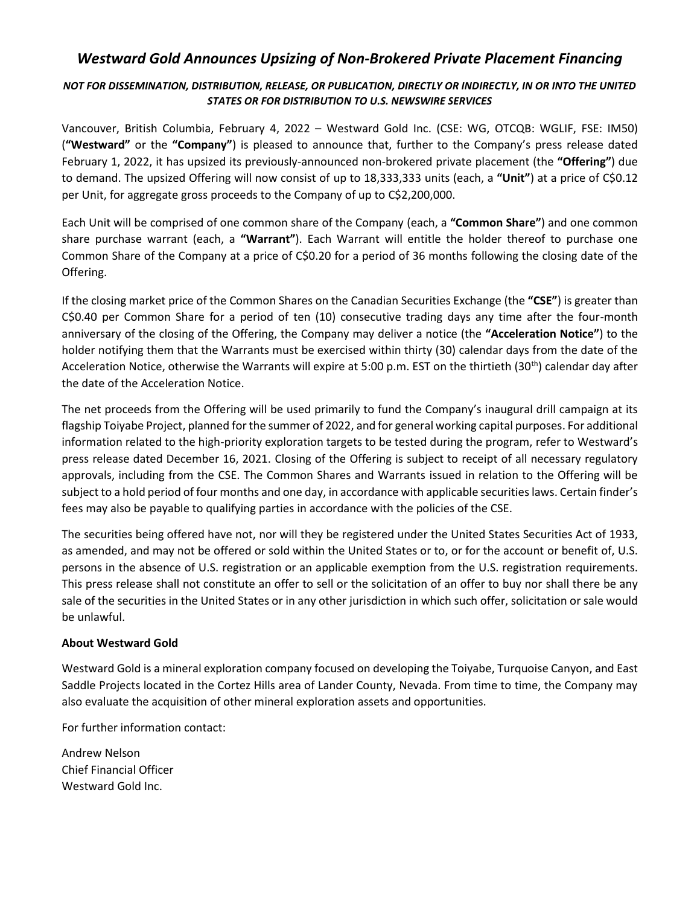# *Westward Gold Announces Upsizing of Non-Brokered Private Placement Financing*

***NOT FOR DISSEMINATION, DISTRIBUTION, RELEASE, OR PUBLICATION, DIRECTLY OR INDIRECTLY, IN OR INTO THE UNITED STATES OR FOR DISTRIBUTION TO U.S. NEWSWIRE SERVICES***

Vancouver, British Columbia, February 4, 2022 – Westward Gold Inc. (CSE: WG, OTCQB: WGLIF, FSE: IM50) (**"Westward"** or the **"Company"**) is pleased to announce that, further to the Company's press release dated February 1, 2022, it has upsized its previously-announced non-brokered private placement (the **"Offering"**) due to demand. The upsized Offering will now consist of up to 18,333,333 units (each, a **"Unit"**) at a price of C$0.12 per Unit, for aggregate gross proceeds to the Company of up to C$2,200,000.

Each Unit will be comprised of one common share of the Company (each, a **"Common Share"**) and one common share purchase warrant (each, a **"Warrant"**). Each Warrant will entitle the holder thereof to purchase one Common Share of the Company at a price of C$0.20 for a period of 36 months following the closing date of the Offering.

If the closing market price of the Common Shares on the Canadian Securities Exchange (the **"CSE"**) is greater than C$0.40 per Common Share for a period of ten (10) consecutive trading days any time after the four-month anniversary of the closing of the Offering, the Company may deliver a notice (the **"Acceleration Notice"**) to the holder notifying them that the Warrants must be exercised within thirty (30) calendar days from the date of the Acceleration Notice, otherwise the Warrants will expire at 5:00 p.m. EST on the thirtieth (30th) calendar day after the date of the Acceleration Notice.

The net proceeds from the Offering will be used primarily to fund the Company's inaugural drill campaign at its flagship Toiyabe Project, planned for the summer of 2022, and for general working capital purposes. For additional information related to the high-priority exploration targets to be tested during the program, refer to Westward's press release dated December 16, 2021. Closing of the Offering is subject to receipt of all necessary regulatory approvals, including from the CSE. The Common Shares and Warrants issued in relation to the Offering will be subject to a hold period of four months and one day, in accordance with applicable securities laws. Certain finder's fees may also be payable to qualifying parties in accordance with the policies of the CSE.

The securities being offered have not, nor will they be registered under the United States Securities Act of 1933, as amended, and may not be offered or sold within the United States or to, or for the account or benefit of, U.S. persons in the absence of U.S. registration or an applicable exemption from the U.S. registration requirements. This press release shall not constitute an offer to sell or the solicitation of an offer to buy nor shall there be any sale of the securities in the United States or in any other jurisdiction in which such offer, solicitation or sale would be unlawful.

**About Westward Gold**

Westward Gold is a mineral exploration company focused on developing the Toiyabe, Turquoise Canyon, and East Saddle Projects located in the Cortez Hills area of Lander County, Nevada. From time to time, the Company may also evaluate the acquisition of other mineral exploration assets and opportunities.

For further information contact:

Andrew Nelson
Chief Financial Officer
Westward Gold Inc.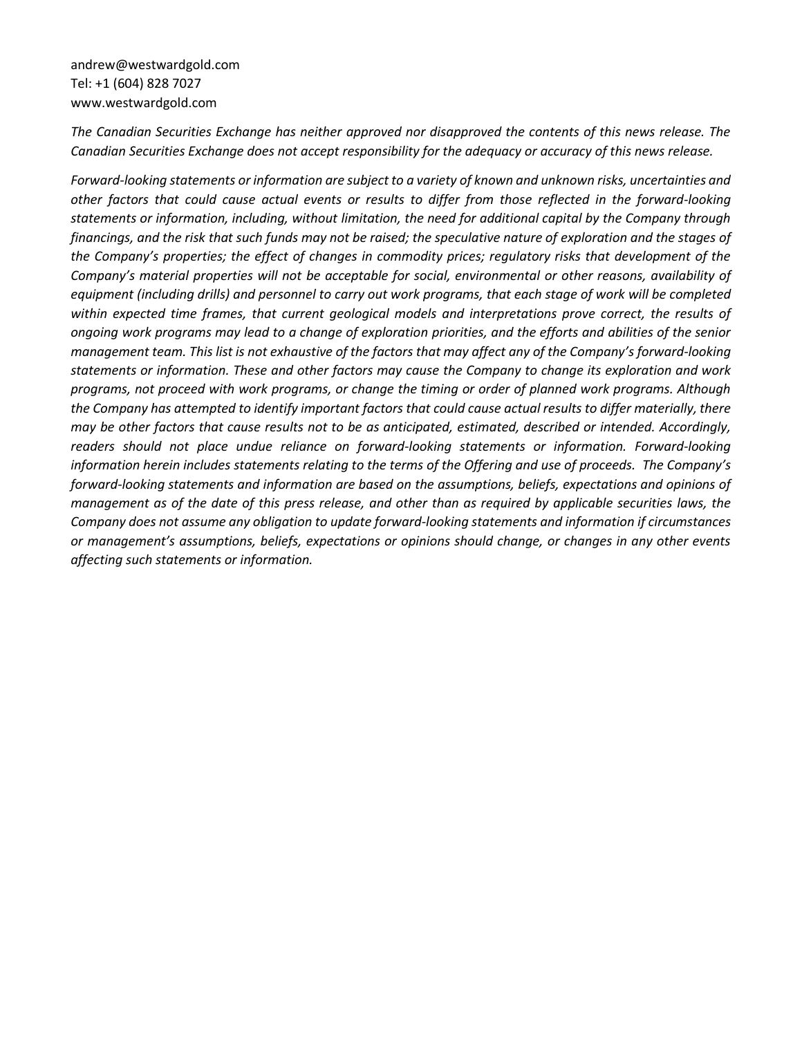andrew@westwardgold.com  
Tel: +1 (604) 828 7027  
www.westwardgold.com

*The Canadian Securities Exchange has neither approved nor disapproved the contents of this news release. The Canadian Securities Exchange does not accept responsibility for the adequacy or accuracy of this news release.*

*Forward-looking statements or information are subject to a variety of known and unknown risks, uncertainties and other factors that could cause actual events or results to differ from those reflected in the forward-looking statements or information, including, without limitation, the need for additional capital by the Company through financings, and the risk that such funds may not be raised; the speculative nature of exploration and the stages of the Company's properties; the effect of changes in commodity prices; regulatory risks that development of the Company's material properties will not be acceptable for social, environmental or other reasons, availability of equipment (including drills) and personnel to carry out work programs, that each stage of work will be completed within expected time frames, that current geological models and interpretations prove correct, the results of ongoing work programs may lead to a change of exploration priorities, and the efforts and abilities of the senior management team. This list is not exhaustive of the factors that may affect any of the Company's forward-looking statements or information. These and other factors may cause the Company to change its exploration and work programs, not proceed with work programs, or change the timing or order of planned work programs. Although the Company has attempted to identify important factors that could cause actual results to differ materially, there may be other factors that cause results not to be as anticipated, estimated, described or intended. Accordingly, readers should not place undue reliance on forward-looking statements or information. Forward-looking information herein includes statements relating to the terms of the Offering and use of proceeds. The Company's forward-looking statements and information are based on the assumptions, beliefs, expectations and opinions of management as of the date of this press release, and other than as required by applicable securities laws, the Company does not assume any obligation to update forward-looking statements and information if circumstances or management's assumptions, beliefs, expectations or opinions should change, or changes in any other events affecting such statements or information.*